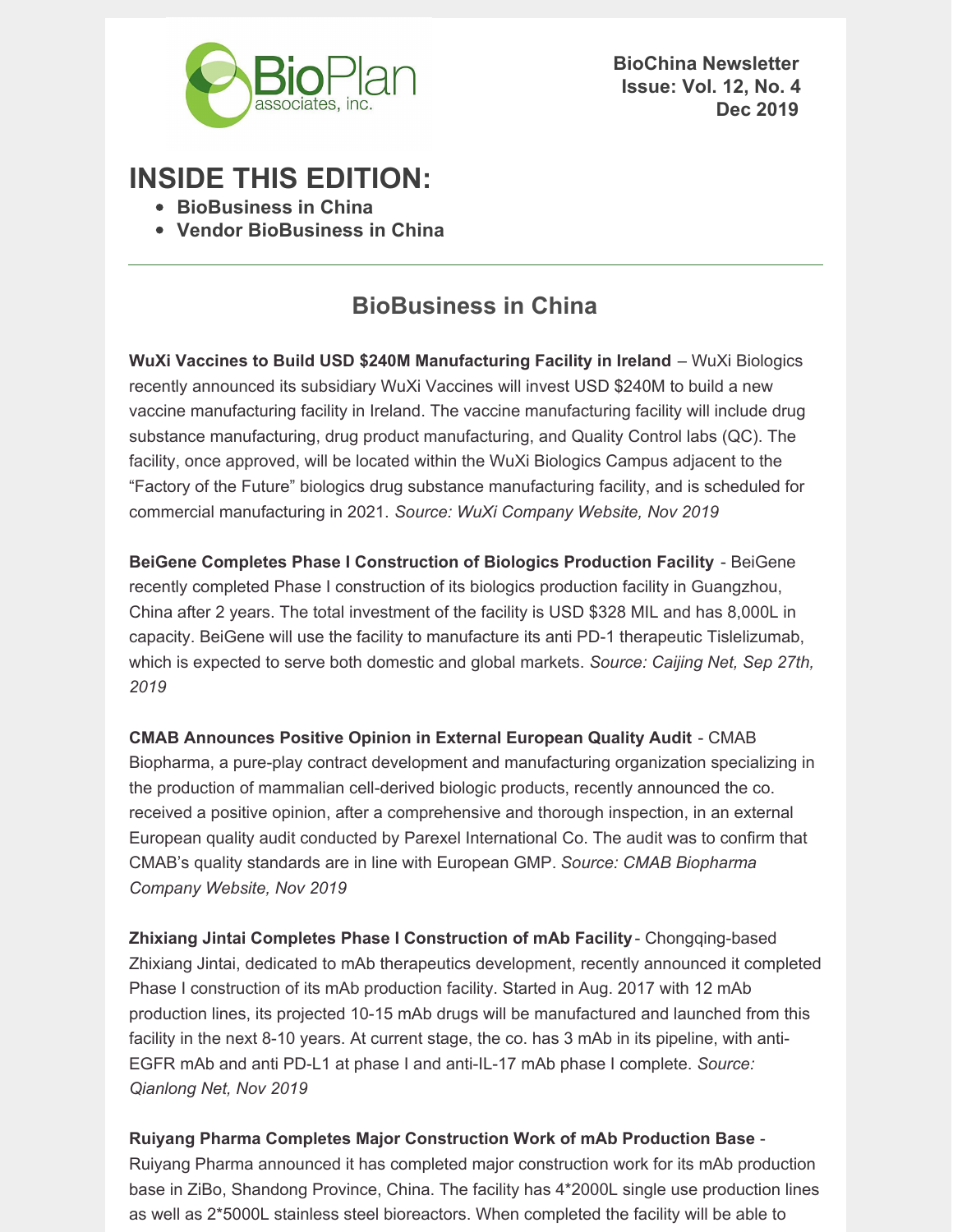BioChina Newsletter
Issue: Vol. 12, No. 4
Dec 2019

# INSIDE THIS EDITION:

- **BioBusiness in China**
- **Vendor BioBusiness in China**

---

## BioBusiness in China

**WuXi Vaccines to Build USD $240M Manufacturing Facility in Ireland** – WuXi Biologics recently announced its subsidiary WuXi Vaccines will invest USD $240M to build a new vaccine manufacturing facility in Ireland. The vaccine manufacturing facility will include drug substance manufacturing, drug product manufacturing, and Quality Control labs (QC). The facility, once approved, will be located within the WuXi Biologics Campus adjacent to the "Factory of the Future" biologics drug substance manufacturing facility, and is scheduled for commercial manufacturing in 2021. *Source: WuXi Company Website, Nov 2019*

**BeiGene Completes Phase I Construction of Biologics Production Facility** - BeiGene recently completed Phase I construction of its biologics production facility in Guangzhou, China after 2 years. The total investment of the facility is USD $328 MIL and has 8,000L in capacity. BeiGene will use the facility to manufacture its anti PD-1 therapeutic Tislelizumab, which is expected to serve both domestic and global markets. *Source: Caijing Net, Sep 27th, 2019*

**CMAB Announces Positive Opinion in External European Quality Audit** - CMAB Biopharma, a pure-play contract development and manufacturing organization specializing in the production of mammalian cell-derived biologic products, recently announced the co. received a positive opinion, after a comprehensive and thorough inspection, in an external European quality audit conducted by Parexel International Co. The audit was to confirm that CMAB's quality standards are in line with European GMP. *Source: CMAB Biopharma Company Website, Nov 2019*

**Zhixiang Jintai Completes Phase I Construction of mAb Facility** - Chongqing-based Zhixiang Jintai, dedicated to mAb therapeutics development, recently announced it completed Phase I construction of its mAb production facility. Started in Aug. 2017 with 12 mAb production lines, its projected 10-15 mAb drugs will be manufactured and launched from this facility in the next 8-10 years. At current stage, the co. has 3 mAb in its pipeline, with anti-EGFR mAb and anti PD-L1 at phase I and anti-IL-17 mAb phase I complete. *Source: Qianlong Net, Nov 2019*

**Ruiyang Pharma Completes Major Construction Work of mAb Production Base** - Ruiyang Pharma announced it has completed major construction work for its mAb production base in ZiBo, Shandong Province, China. The facility has 4*2000L single use production lines as well as 2*5000L stainless steel bioreactors. When completed the facility will be able to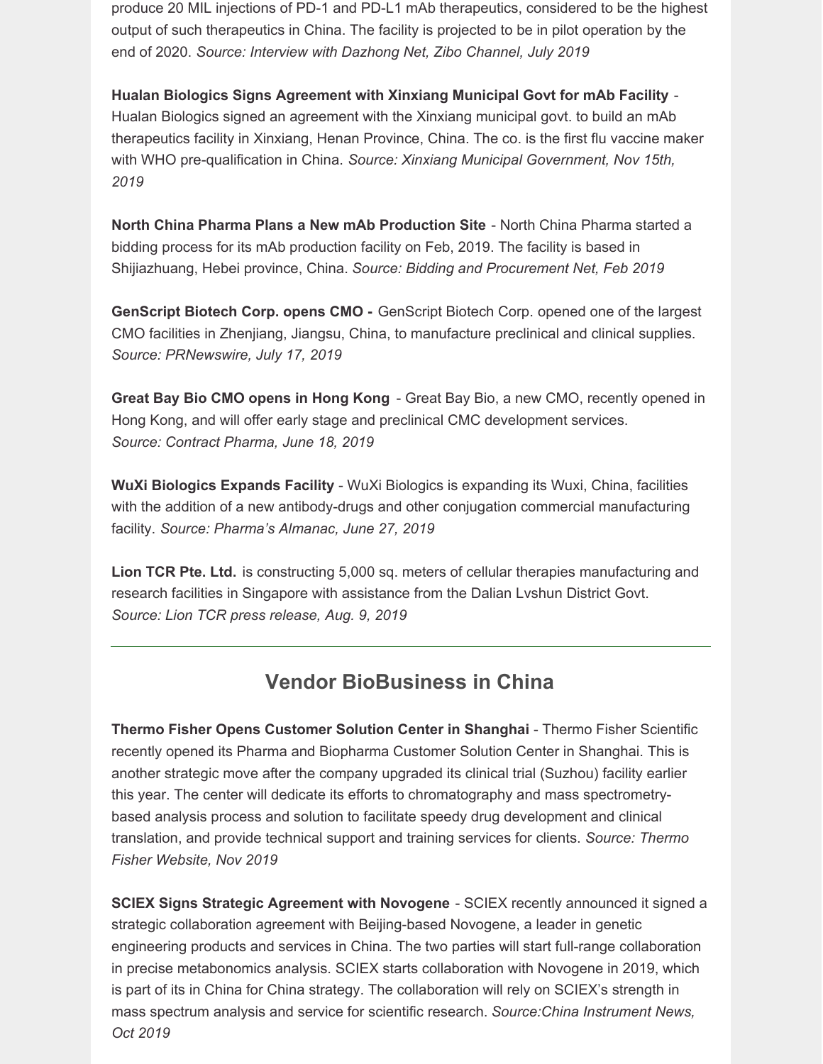produce 20 MIL injections of PD-1 and PD-L1 mAb therapeutics, considered to be the highest output of such therapeutics in China. The facility is projected to be in pilot operation by the end of 2020. *Source: Interview with Dazhong Net, Zibo Channel, July 2019*

**Hualan Biologics Signs Agreement with Xinxiang Municipal Govt for mAb Facility** - Hualan Biologics signed an agreement with the Xinxiang municipal govt. to build an mAb therapeutics facility in Xinxiang, Henan Province, China. The co. is the first flu vaccine maker with WHO pre-qualification in China. *Source: Xinxiang Municipal Government, Nov 15th, 2019*

**North China Pharma Plans a New mAb Production Site** - North China Pharma started a bidding process for its mAb production facility on Feb, 2019. The facility is based in Shijiazhuang, Hebei province, China. *Source: Bidding and Procurement Net, Feb 2019*

**GenScript Biotech Corp. opens CMO -** GenScript Biotech Corp. opened one of the largest CMO facilities in Zhenjiang, Jiangsu, China, to manufacture preclinical and clinical supplies. *Source: PRNewswire, July 17, 2019*

**Great Bay Bio CMO opens in Hong Kong** - Great Bay Bio, a new CMO, recently opened in Hong Kong, and will offer early stage and preclinical CMC development services. *Source: Contract Pharma, June 18, 2019*

**WuXi Biologics Expands Facility** - WuXi Biologics is expanding its Wuxi, China, facilities with the addition of a new antibody-drugs and other conjugation commercial manufacturing facility. *Source: Pharma's Almanac, June 27, 2019*

**Lion TCR Pte. Ltd.** is constructing 5,000 sq. meters of cellular therapies manufacturing and research facilities in Singapore with assistance from the Dalian Lvshun District Govt. *Source: Lion TCR press release, Aug. 9, 2019*

---

## Vendor BioBusiness in China

**Thermo Fisher Opens Customer Solution Center in Shanghai** - Thermo Fisher Scientific recently opened its Pharma and Biopharma Customer Solution Center in Shanghai. This is another strategic move after the company upgraded its clinical trial (Suzhou) facility earlier this year. The center will dedicate its efforts to chromatography and mass spectrometry-based analysis process and solution to facilitate speedy drug development and clinical translation, and provide technical support and training services for clients. *Source: Thermo Fisher Website, Nov 2019*

**SCIEX Signs Strategic Agreement with Novogene** - SCIEX recently announced it signed a strategic collaboration agreement with Beijing-based Novogene, a leader in genetic engineering products and services in China. The two parties will start full-range collaboration in precise metabonomics analysis. SCIEX starts collaboration with Novogene in 2019, which is part of its in China for China strategy. The collaboration will rely on SCIEX's strength in mass spectrum analysis and service for scientific research. *Source:China Instrument News, Oct 2019*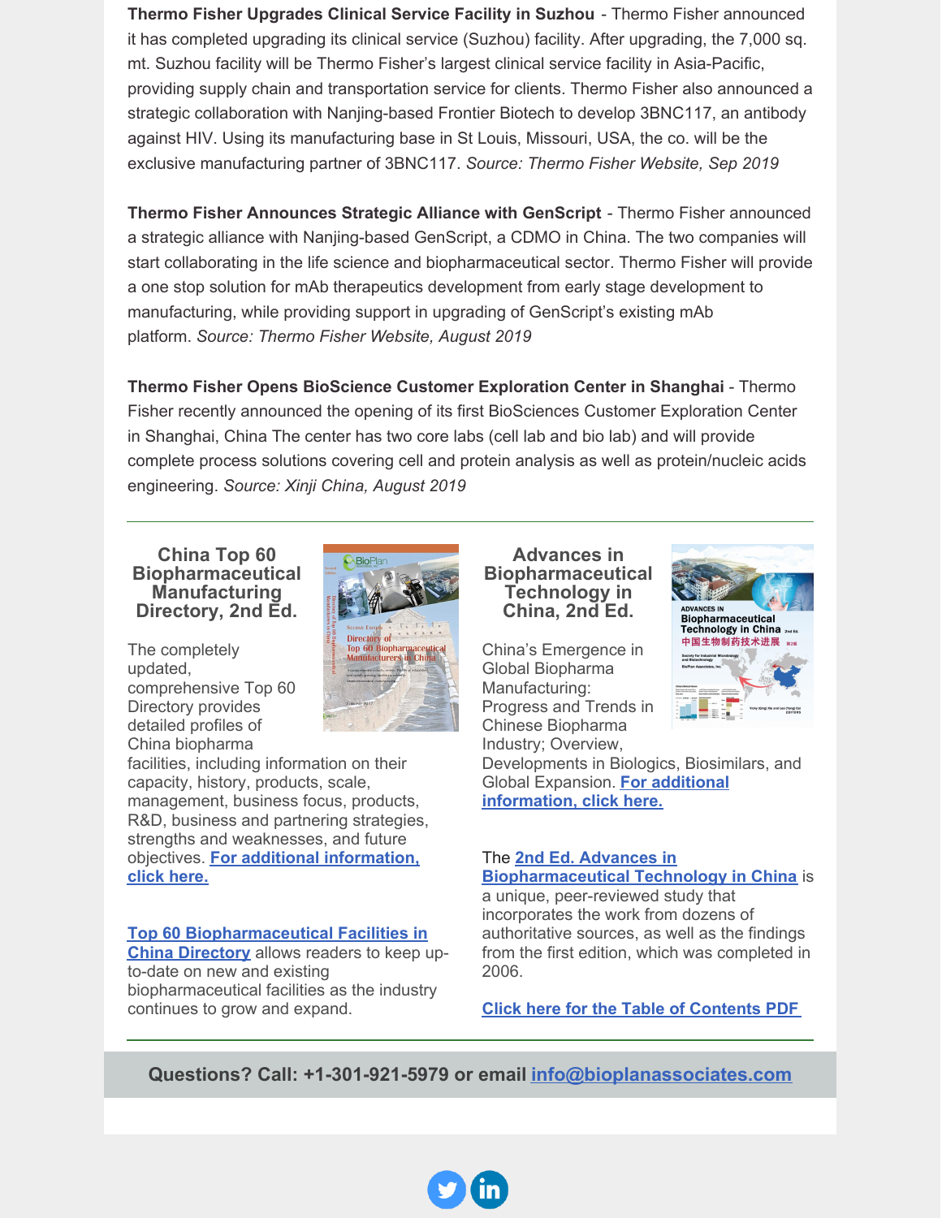**Thermo Fisher Upgrades Clinical Service Facility in Suzhou** - Thermo Fisher announced it has completed upgrading its clinical service (Suzhou) facility. After upgrading, the 7,000 sq. mt. Suzhou facility will be Thermo Fisher's largest clinical service facility in Asia-Pacific, providing supply chain and transportation service for clients. Thermo Fisher also announced a strategic collaboration with Nanjing-based Frontier Biotech to develop 3BNC117, an antibody against HIV. Using its manufacturing base in St Louis, Missouri, USA, the co. will be the exclusive manufacturing partner of 3BNC117. *Source: Thermo Fisher Website, Sep 2019*

**Thermo Fisher Announces Strategic Alliance with GenScript** - Thermo Fisher announced a strategic alliance with Nanjing-based GenScript, a CDMO in China. The two companies will start collaborating in the life science and biopharmaceutical sector. Thermo Fisher will provide a one stop solution for mAb therapeutics development from early stage development to manufacturing, while providing support in upgrading of GenScript's existing mAb platform. *Source: Thermo Fisher Website, August 2019*

**Thermo Fisher Opens BioScience Customer Exploration Center in Shanghai** - Thermo Fisher recently announced the opening of its first BioSciences Customer Exploration Center in Shanghai, China The center has two core labs (cell lab and bio lab) and will provide complete process solutions covering cell and protein analysis as well as protein/nucleic acids engineering. *Source: Xinji China, August 2019*

---

## China Top 60 Biopharmaceutical Manufacturing Directory, 2nd Ed.

The completely updated, comprehensive Top 60 Directory provides detailed profiles of China biopharma facilities, including information on their capacity, history, products, scale, management, business focus, products, R&D, business and partnering strategies, strengths and weaknesses, and future objectives. **For additional information, click here.**

**Top 60 Biopharmaceutical Facilities in China Directory** allows readers to keep up-to-date on new and existing biopharmaceutical facilities as the industry continues to grow and expand.

## Advances in Biopharmaceutical Technology in China, 2nd Ed.

China's Emergence in Global Biopharma Manufacturing: Progress and Trends in Chinese Biopharma Industry; Overview, Developments in Biologics, Biosimilars, and Global Expansion. **For additional information, click here.**

The **2nd Ed. Advances in Biopharmaceutical Technology in China** is a unique, peer-reviewed study that incorporates the work from dozens of authoritative sources, as well as the findings from the first edition, which was completed in 2006.

**Click here for the Table of Contents PDF**

---

**Questions? Call: +1-301-921-5979 or email info@bioplanassociates.com**